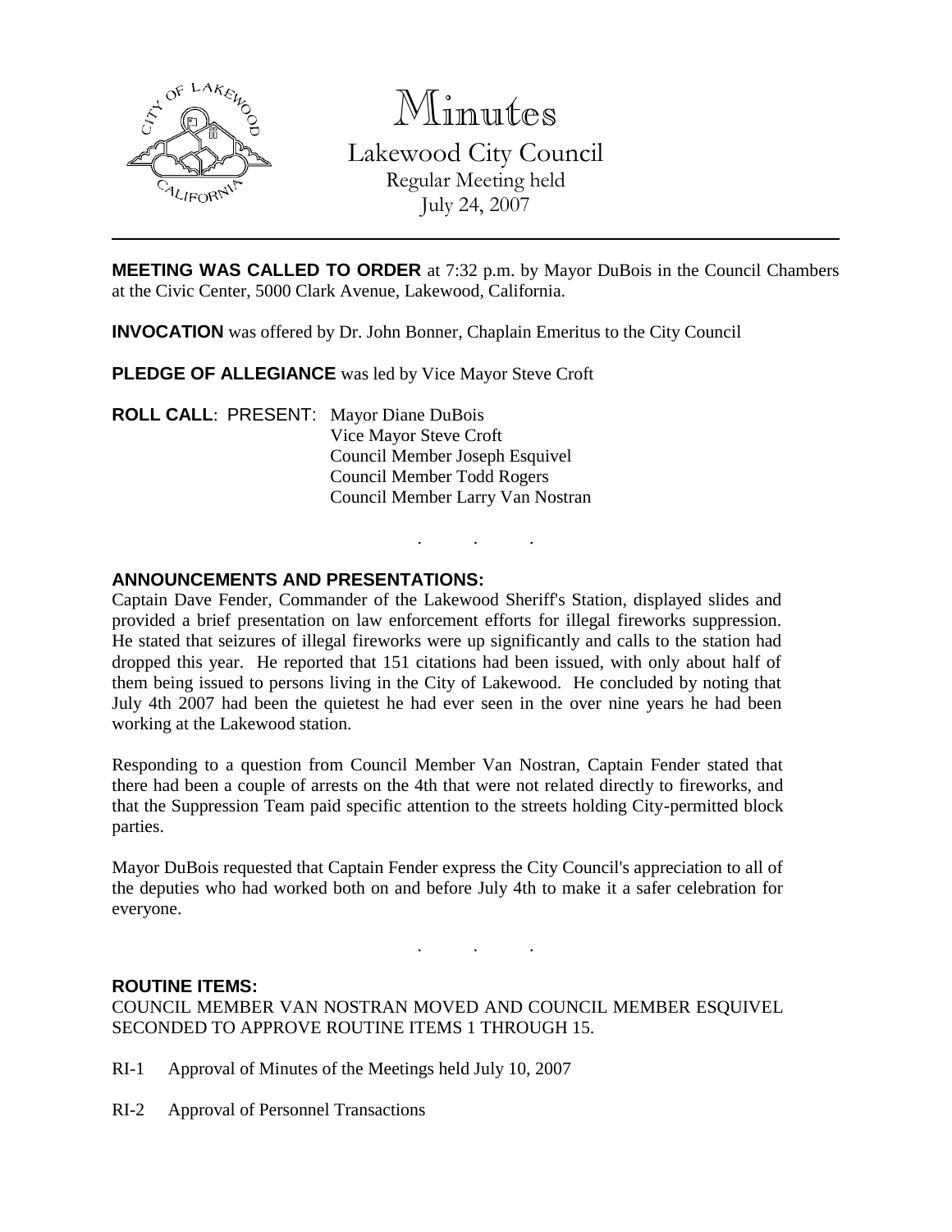# Minutes

Lakewood City Council
Regular Meeting held
July 24, 2007

---

**MEETING WAS CALLED TO ORDER** at 7:32 p.m. by Mayor DuBois in the Council Chambers at the Civic Center, 5000 Clark Avenue, Lakewood, California.

**INVOCATION** was offered by Dr. John Bonner, Chaplain Emeritus to the City Council

**PLEDGE OF ALLEGIANCE** was led by Vice Mayor Steve Croft

**ROLL CALL**: PRESENT: Mayor Diane DuBois
Vice Mayor Steve Croft
Council Member Joseph Esquivel
Council Member Todd Rogers
Council Member Larry Van Nostran

. . .

## ANNOUNCEMENTS AND PRESENTATIONS:

Captain Dave Fender, Commander of the Lakewood Sheriff's Station, displayed slides and provided a brief presentation on law enforcement efforts for illegal fireworks suppression. He stated that seizures of illegal fireworks were up significantly and calls to the station had dropped this year. He reported that 151 citations had been issued, with only about half of them being issued to persons living in the City of Lakewood. He concluded by noting that July 4th 2007 had been the quietest he had ever seen in the over nine years he had been working at the Lakewood station.

Responding to a question from Council Member Van Nostran, Captain Fender stated that there had been a couple of arrests on the 4th that were not related directly to fireworks, and that the Suppression Team paid specific attention to the streets holding City-permitted block parties.

Mayor DuBois requested that Captain Fender express the City Council's appreciation to all of the deputies who had worked both on and before July 4th to make it a safer celebration for everyone.

. . .

## ROUTINE ITEMS:

COUNCIL MEMBER VAN NOSTRAN MOVED AND COUNCIL MEMBER ESQUIVEL SECONDED TO APPROVE ROUTINE ITEMS 1 THROUGH 15.

RI-1 Approval of Minutes of the Meetings held July 10, 2007

RI-2 Approval of Personnel Transactions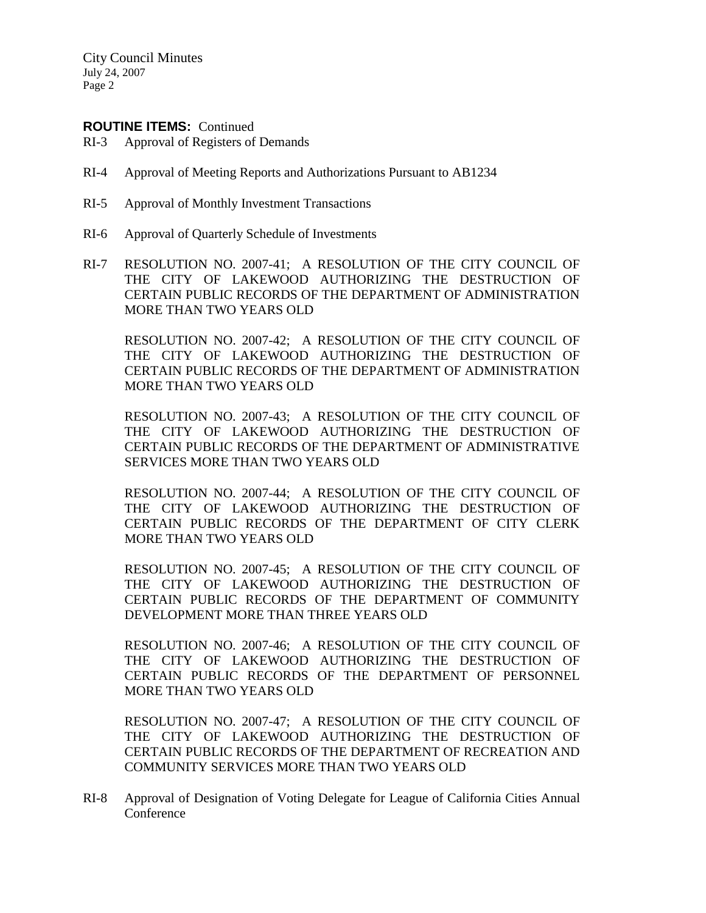**ROUTINE ITEMS:** Continued

RI-3 Approval of Registers of Demands

RI-4 Approval of Meeting Reports and Authorizations Pursuant to AB1234

RI-5 Approval of Monthly Investment Transactions

RI-6 Approval of Quarterly Schedule of Investments

RI-7 RESOLUTION NO. 2007-41; A RESOLUTION OF THE CITY COUNCIL OF THE CITY OF LAKEWOOD AUTHORIZING THE DESTRUCTION OF CERTAIN PUBLIC RECORDS OF THE DEPARTMENT OF ADMINISTRATION MORE THAN TWO YEARS OLD

RESOLUTION NO. 2007-42; A RESOLUTION OF THE CITY COUNCIL OF THE CITY OF LAKEWOOD AUTHORIZING THE DESTRUCTION OF CERTAIN PUBLIC RECORDS OF THE DEPARTMENT OF ADMINISTRATION MORE THAN TWO YEARS OLD

RESOLUTION NO. 2007-43; A RESOLUTION OF THE CITY COUNCIL OF THE CITY OF LAKEWOOD AUTHORIZING THE DESTRUCTION OF CERTAIN PUBLIC RECORDS OF THE DEPARTMENT OF ADMINISTRATIVE SERVICES MORE THAN TWO YEARS OLD

RESOLUTION NO. 2007-44; A RESOLUTION OF THE CITY COUNCIL OF THE CITY OF LAKEWOOD AUTHORIZING THE DESTRUCTION OF CERTAIN PUBLIC RECORDS OF THE DEPARTMENT OF CITY CLERK MORE THAN TWO YEARS OLD

RESOLUTION NO. 2007-45; A RESOLUTION OF THE CITY COUNCIL OF THE CITY OF LAKEWOOD AUTHORIZING THE DESTRUCTION OF CERTAIN PUBLIC RECORDS OF THE DEPARTMENT OF COMMUNITY DEVELOPMENT MORE THAN THREE YEARS OLD

RESOLUTION NO. 2007-46; A RESOLUTION OF THE CITY COUNCIL OF THE CITY OF LAKEWOOD AUTHORIZING THE DESTRUCTION OF CERTAIN PUBLIC RECORDS OF THE DEPARTMENT OF PERSONNEL MORE THAN TWO YEARS OLD

RESOLUTION NO. 2007-47; A RESOLUTION OF THE CITY COUNCIL OF THE CITY OF LAKEWOOD AUTHORIZING THE DESTRUCTION OF CERTAIN PUBLIC RECORDS OF THE DEPARTMENT OF RECREATION AND COMMUNITY SERVICES MORE THAN TWO YEARS OLD

RI-8 Approval of Designation of Voting Delegate for League of California Cities Annual Conference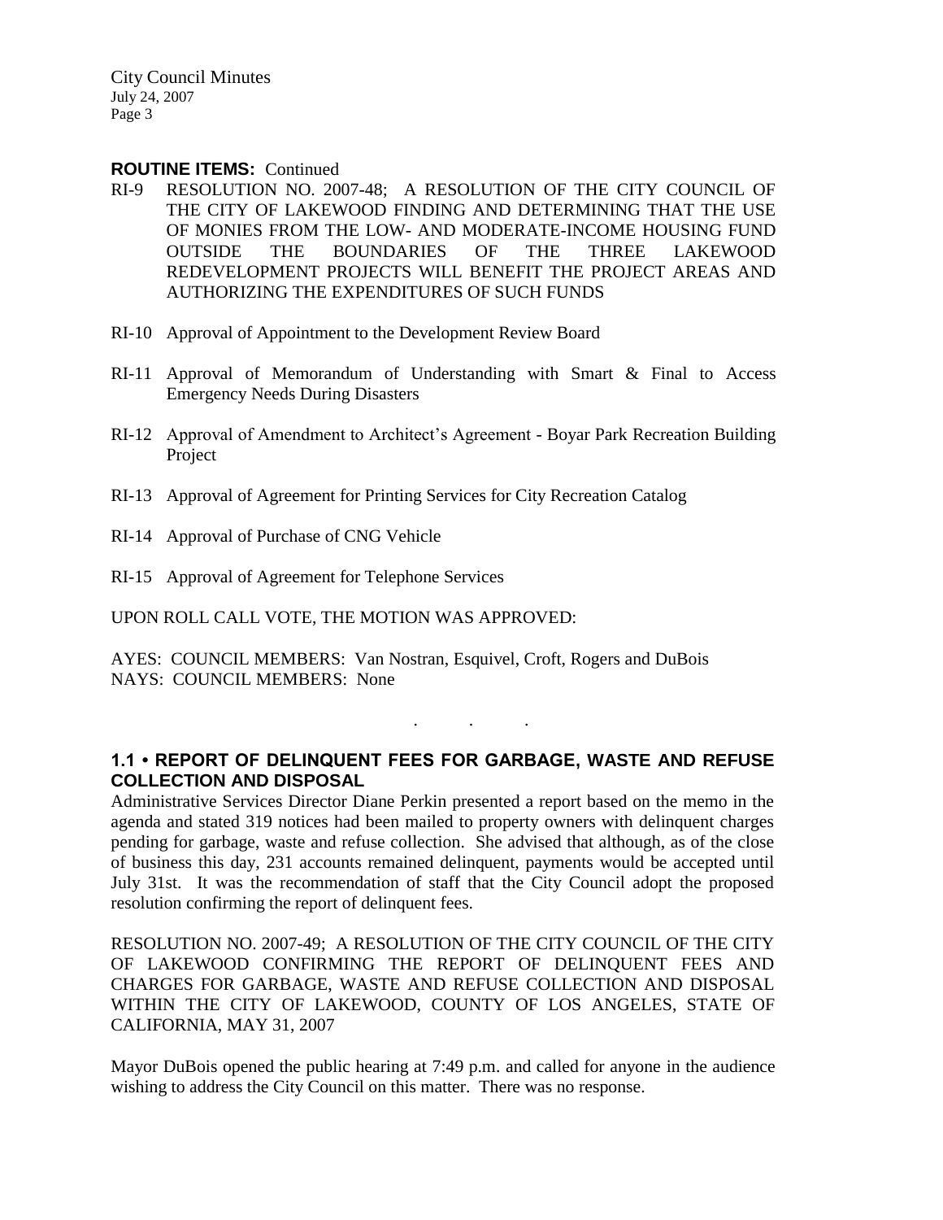**ROUTINE ITEMS:** Continued

RI-9 RESOLUTION NO. 2007-48; A RESOLUTION OF THE CITY COUNCIL OF THE CITY OF LAKEWOOD FINDING AND DETERMINING THAT THE USE OF MONIES FROM THE LOW- AND MODERATE-INCOME HOUSING FUND OUTSIDE THE BOUNDARIES OF THE THREE LAKEWOOD REDEVELOPMENT PROJECTS WILL BENEFIT THE PROJECT AREAS AND AUTHORIZING THE EXPENDITURES OF SUCH FUNDS

RI-10 Approval of Appointment to the Development Review Board

RI-11 Approval of Memorandum of Understanding with Smart & Final to Access Emergency Needs During Disasters

RI-12 Approval of Amendment to Architect's Agreement - Boyar Park Recreation Building Project

RI-13 Approval of Agreement for Printing Services for City Recreation Catalog

RI-14 Approval of Purchase of CNG Vehicle

RI-15 Approval of Agreement for Telephone Services

UPON ROLL CALL VOTE, THE MOTION WAS APPROVED:

AYES: COUNCIL MEMBERS: Van Nostran, Esquivel, Croft, Rogers and DuBois
NAYS: COUNCIL MEMBERS: None

. . .

**1.1 • REPORT OF DELINQUENT FEES FOR GARBAGE, WASTE AND REFUSE COLLECTION AND DISPOSAL**

Administrative Services Director Diane Perkin presented a report based on the memo in the agenda and stated 319 notices had been mailed to property owners with delinquent charges pending for garbage, waste and refuse collection. She advised that although, as of the close of business this day, 231 accounts remained delinquent, payments would be accepted until July 31st. It was the recommendation of staff that the City Council adopt the proposed resolution confirming the report of delinquent fees.

RESOLUTION NO. 2007-49; A RESOLUTION OF THE CITY COUNCIL OF THE CITY OF LAKEWOOD CONFIRMING THE REPORT OF DELINQUENT FEES AND CHARGES FOR GARBAGE, WASTE AND REFUSE COLLECTION AND DISPOSAL WITHIN THE CITY OF LAKEWOOD, COUNTY OF LOS ANGELES, STATE OF CALIFORNIA, MAY 31, 2007

Mayor DuBois opened the public hearing at 7:49 p.m. and called for anyone in the audience wishing to address the City Council on this matter. There was no response.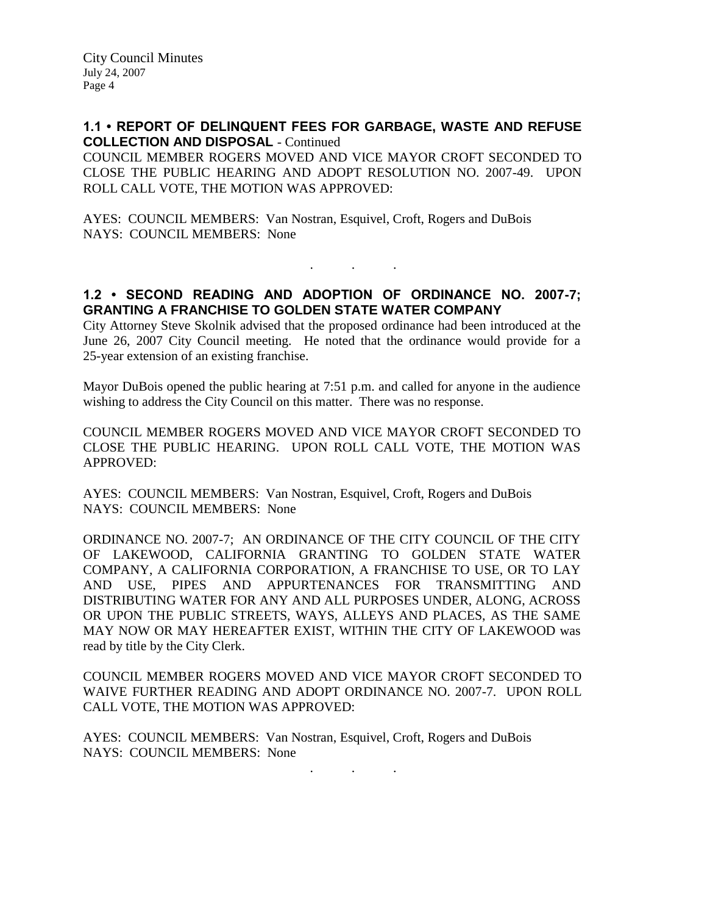**1.1 • REPORT OF DELINQUENT FEES FOR GARBAGE, WASTE AND REFUSE COLLECTION AND DISPOSAL** - Continued

COUNCIL MEMBER ROGERS MOVED AND VICE MAYOR CROFT SECONDED TO CLOSE THE PUBLIC HEARING AND ADOPT RESOLUTION NO. 2007-49. UPON ROLL CALL VOTE, THE MOTION WAS APPROVED:

AYES: COUNCIL MEMBERS: Van Nostran, Esquivel, Croft, Rogers and DuBois
NAYS: COUNCIL MEMBERS: None

. . .

**1.2 • SECOND READING AND ADOPTION OF ORDINANCE NO. 2007-7; GRANTING A FRANCHISE TO GOLDEN STATE WATER COMPANY**

City Attorney Steve Skolnik advised that the proposed ordinance had been introduced at the June 26, 2007 City Council meeting. He noted that the ordinance would provide for a 25-year extension of an existing franchise.

Mayor DuBois opened the public hearing at 7:51 p.m. and called for anyone in the audience wishing to address the City Council on this matter. There was no response.

COUNCIL MEMBER ROGERS MOVED AND VICE MAYOR CROFT SECONDED TO CLOSE THE PUBLIC HEARING. UPON ROLL CALL VOTE, THE MOTION WAS APPROVED:

AYES: COUNCIL MEMBERS: Van Nostran, Esquivel, Croft, Rogers and DuBois
NAYS: COUNCIL MEMBERS: None

ORDINANCE NO. 2007-7; AN ORDINANCE OF THE CITY COUNCIL OF THE CITY OF LAKEWOOD, CALIFORNIA GRANTING TO GOLDEN STATE WATER COMPANY, A CALIFORNIA CORPORATION, A FRANCHISE TO USE, OR TO LAY AND USE, PIPES AND APPURTENANCES FOR TRANSMITTING AND DISTRIBUTING WATER FOR ANY AND ALL PURPOSES UNDER, ALONG, ACROSS OR UPON THE PUBLIC STREETS, WAYS, ALLEYS AND PLACES, AS THE SAME MAY NOW OR MAY HEREAFTER EXIST, WITHIN THE CITY OF LAKEWOOD was read by title by the City Clerk.

COUNCIL MEMBER ROGERS MOVED AND VICE MAYOR CROFT SECONDED TO WAIVE FURTHER READING AND ADOPT ORDINANCE NO. 2007-7. UPON ROLL CALL VOTE, THE MOTION WAS APPROVED:

AYES: COUNCIL MEMBERS: Van Nostran, Esquivel, Croft, Rogers and DuBois
NAYS: COUNCIL MEMBERS: None

. . .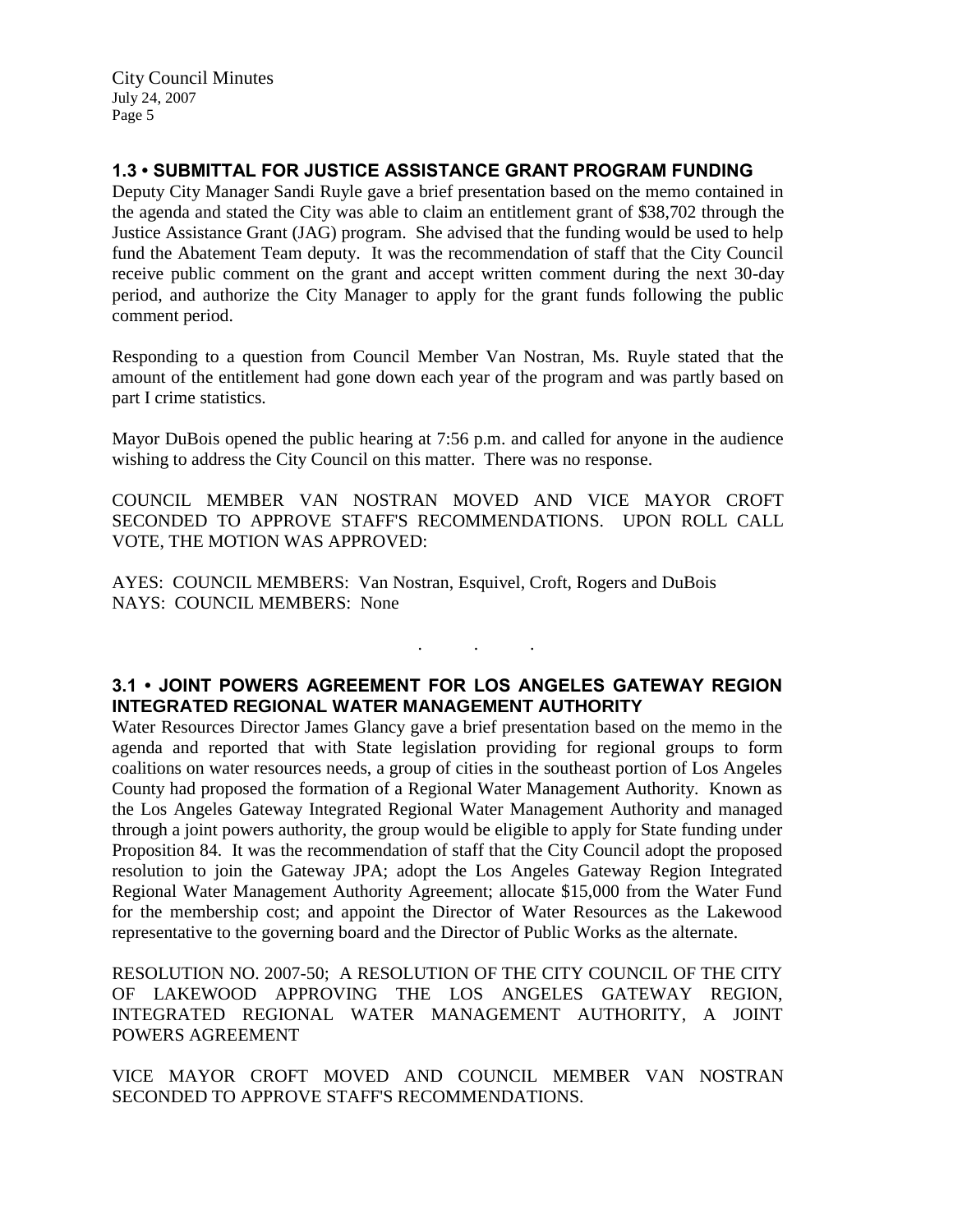### 1.3 • SUBMITTAL FOR JUSTICE ASSISTANCE GRANT PROGRAM FUNDING

Deputy City Manager Sandi Ruyle gave a brief presentation based on the memo contained in the agenda and stated the City was able to claim an entitlement grant of $38,702 through the Justice Assistance Grant (JAG) program. She advised that the funding would be used to help fund the Abatement Team deputy. It was the recommendation of staff that the City Council receive public comment on the grant and accept written comment during the next 30-day period, and authorize the City Manager to apply for the grant funds following the public comment period.

Responding to a question from Council Member Van Nostran, Ms. Ruyle stated that the amount of the entitlement had gone down each year of the program and was partly based on part I crime statistics.

Mayor DuBois opened the public hearing at 7:56 p.m. and called for anyone in the audience wishing to address the City Council on this matter. There was no response.

COUNCIL MEMBER VAN NOSTRAN MOVED AND VICE MAYOR CROFT SECONDED TO APPROVE STAFF'S RECOMMENDATIONS. UPON ROLL CALL VOTE, THE MOTION WAS APPROVED:

AYES: COUNCIL MEMBERS: Van Nostran, Esquivel, Croft, Rogers and DuBois
NAYS: COUNCIL MEMBERS: None

. . .

### 3.1 • JOINT POWERS AGREEMENT FOR LOS ANGELES GATEWAY REGION INTEGRATED REGIONAL WATER MANAGEMENT AUTHORITY

Water Resources Director James Glancy gave a brief presentation based on the memo in the agenda and reported that with State legislation providing for regional groups to form coalitions on water resources needs, a group of cities in the southeast portion of Los Angeles County had proposed the formation of a Regional Water Management Authority. Known as the Los Angeles Gateway Integrated Regional Water Management Authority and managed through a joint powers authority, the group would be eligible to apply for State funding under Proposition 84. It was the recommendation of staff that the City Council adopt the proposed resolution to join the Gateway JPA; adopt the Los Angeles Gateway Region Integrated Regional Water Management Authority Agreement; allocate $15,000 from the Water Fund for the membership cost; and appoint the Director of Water Resources as the Lakewood representative to the governing board and the Director of Public Works as the alternate.

RESOLUTION NO. 2007-50; A RESOLUTION OF THE CITY COUNCIL OF THE CITY OF LAKEWOOD APPROVING THE LOS ANGELES GATEWAY REGION, INTEGRATED REGIONAL WATER MANAGEMENT AUTHORITY, A JOINT POWERS AGREEMENT

VICE MAYOR CROFT MOVED AND COUNCIL MEMBER VAN NOSTRAN SECONDED TO APPROVE STAFF'S RECOMMENDATIONS.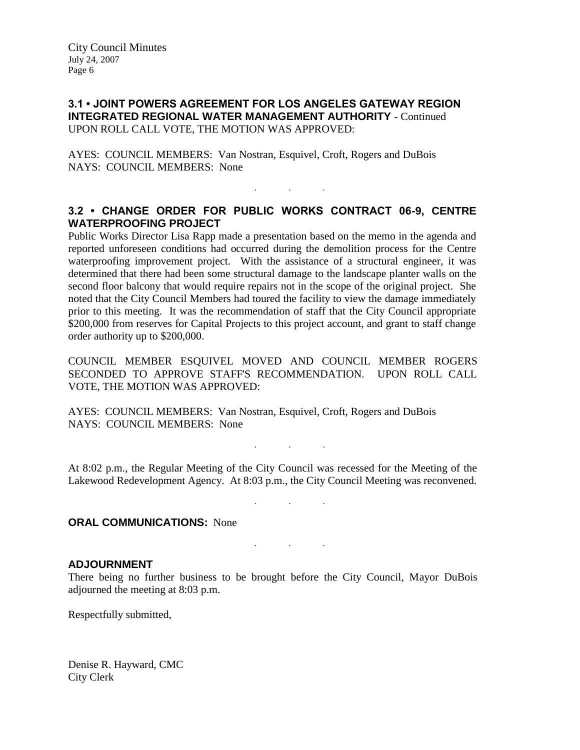### 3.1 • JOINT POWERS AGREEMENT FOR LOS ANGELES GATEWAY REGION INTEGRATED REGIONAL WATER MANAGEMENT AUTHORITY - Continued

UPON ROLL CALL VOTE, THE MOTION WAS APPROVED:

AYES: COUNCIL MEMBERS: Van Nostran, Esquivel, Croft, Rogers and DuBois
NAYS: COUNCIL MEMBERS: None

. . .

### 3.2 • CHANGE ORDER FOR PUBLIC WORKS CONTRACT 06-9, CENTRE WATERPROOFING PROJECT

Public Works Director Lisa Rapp made a presentation based on the memo in the agenda and reported unforeseen conditions had occurred during the demolition process for the Centre waterproofing improvement project. With the assistance of a structural engineer, it was determined that there had been some structural damage to the landscape planter walls on the second floor balcony that would require repairs not in the scope of the original project. She noted that the City Council Members had toured the facility to view the damage immediately prior to this meeting. It was the recommendation of staff that the City Council appropriate $200,000 from reserves for Capital Projects to this project account, and grant to staff change order authority up to $200,000.

COUNCIL MEMBER ESQUIVEL MOVED AND COUNCIL MEMBER ROGERS SECONDED TO APPROVE STAFF'S RECOMMENDATION. UPON ROLL CALL VOTE, THE MOTION WAS APPROVED:

AYES: COUNCIL MEMBERS: Van Nostran, Esquivel, Croft, Rogers and DuBois
NAYS: COUNCIL MEMBERS: None

. . .

At 8:02 p.m., the Regular Meeting of the City Council was recessed for the Meeting of the Lakewood Redevelopment Agency. At 8:03 p.m., the City Council Meeting was reconvened.

. . .

**ORAL COMMUNICATIONS:** None

. . .

### ADJOURNMENT

There being no further business to be brought before the City Council, Mayor DuBois adjourned the meeting at 8:03 p.m.

Respectfully submitted,

Denise R. Hayward, CMC
City Clerk